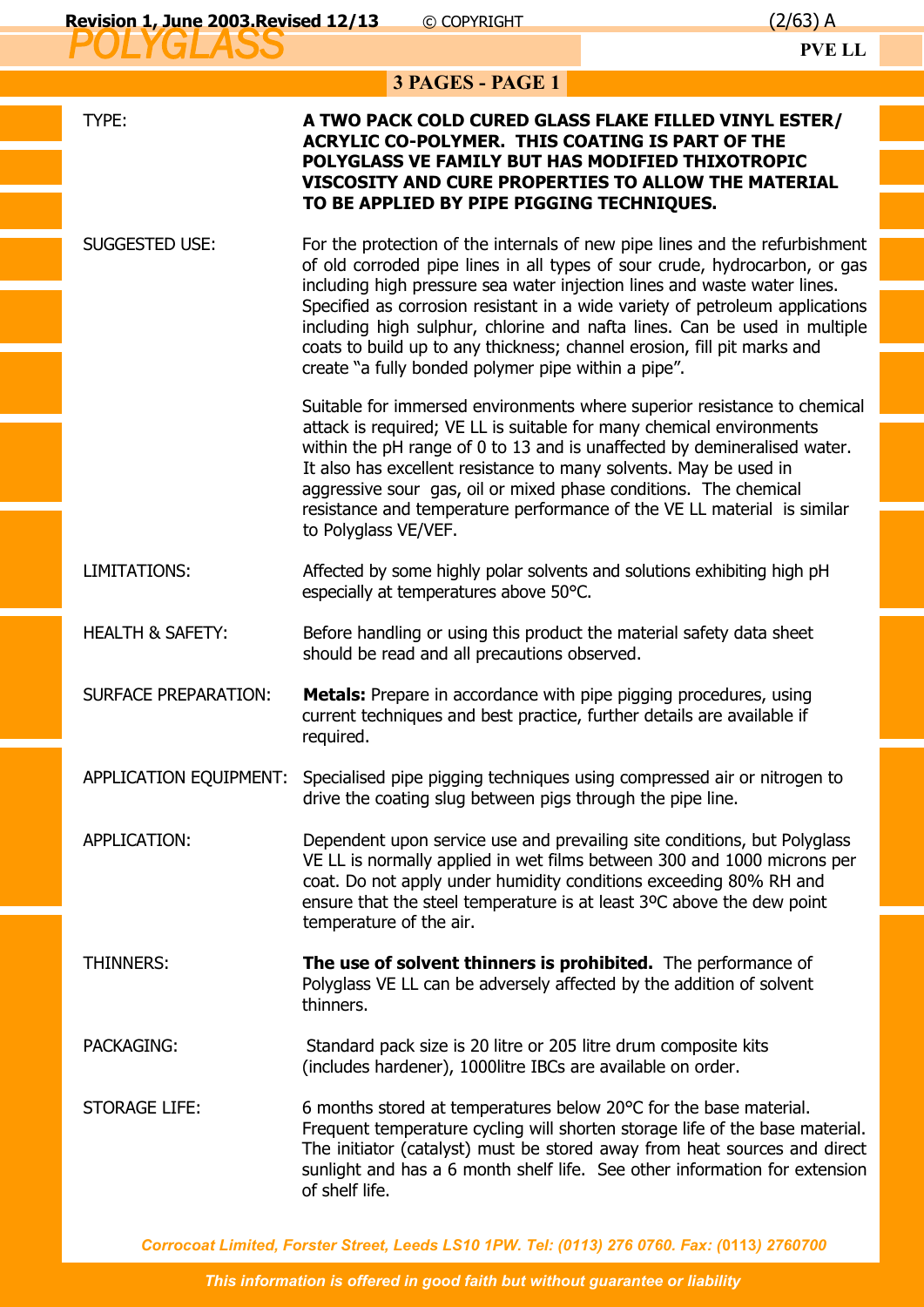# POLYGLASS

**PVE LL**

**3 PAGES - PAGE 1**

| | |
|---|---|
| TYPE: | **A TWO PACK COLD CURED GLASS FLAKE FILLED VINYL ESTER/ ACRYLIC CO-POLYMER. THIS COATING IS PART OF THE POLYGLASS VE FAMILY BUT HAS MODIFIED THIXOTROPIC VISCOSITY AND CURE PROPERTIES TO ALLOW THE MATERIAL TO BE APPLIED BY PIPE PIGGING TECHNIQUES.** |
| SUGGESTED USE: | For the protection of the internals of new pipe lines and the refurbishment of old corroded pipe lines in all types of sour crude, hydrocarbon, or gas including high pressure sea water injection lines and waste water lines. Specified as corrosion resistant in a wide variety of petroleum applications including high sulphur, chlorine and nafta lines. Can be used in multiple coats to build up to any thickness; channel erosion, fill pit marks and create "a fully bonded polymer pipe within a pipe".<br><br>Suitable for immersed environments where superior resistance to chemical attack is required; VE LL is suitable for many chemical environments within the pH range of 0 to 13 and is unaffected by demineralised water. It also has excellent resistance to many solvents. May be used in aggressive sour gas, oil or mixed phase conditions. The chemical resistance and temperature performance of the VE LL material is similar to Polyglass VE/VEF. |
| LIMITATIONS: | Affected by some highly polar solvents and solutions exhibiting high pH especially at temperatures above 50°C. |
| HEALTH & SAFETY: | Before handling or using this product the material safety data sheet should be read and all precautions observed. |
| SURFACE PREPARATION: | **Metals:** Prepare in accordance with pipe pigging procedures, using current techniques and best practice, further details are available if required. |
| APPLICATION EQUIPMENT: | Specialised pipe pigging techniques using compressed air or nitrogen to drive the coating slug between pigs through the pipe line. |
| APPLICATION: | Dependent upon service use and prevailing site conditions, but Polyglass VE LL is normally applied in wet films between 300 and 1000 microns per coat. Do not apply under humidity conditions exceeding 80% RH and ensure that the steel temperature is at least 3ºC above the dew point temperature of the air. |
| THINNERS: | **The use of solvent thinners is prohibited.** The performance of Polyglass VE LL can be adversely affected by the addition of solvent thinners. |
| PACKAGING: | Standard pack size is 20 litre or 205 litre drum composite kits (includes hardener), 1000litre IBCs are available on order. |
| STORAGE LIFE: | 6 months stored at temperatures below 20°C for the base material. Frequent temperature cycling will shorten storage life of the base material. The initiator (catalyst) must be stored away from heat sources and direct sunlight and has a 6 month shelf life. See other information for extension of shelf life. |

*Corrocoat Limited, Forster Street, Leeds LS10 1PW. Tel: (0113) 276 0760. Fax: (0113) 2760700*

*This information is offered in good faith but without guarantee or liability*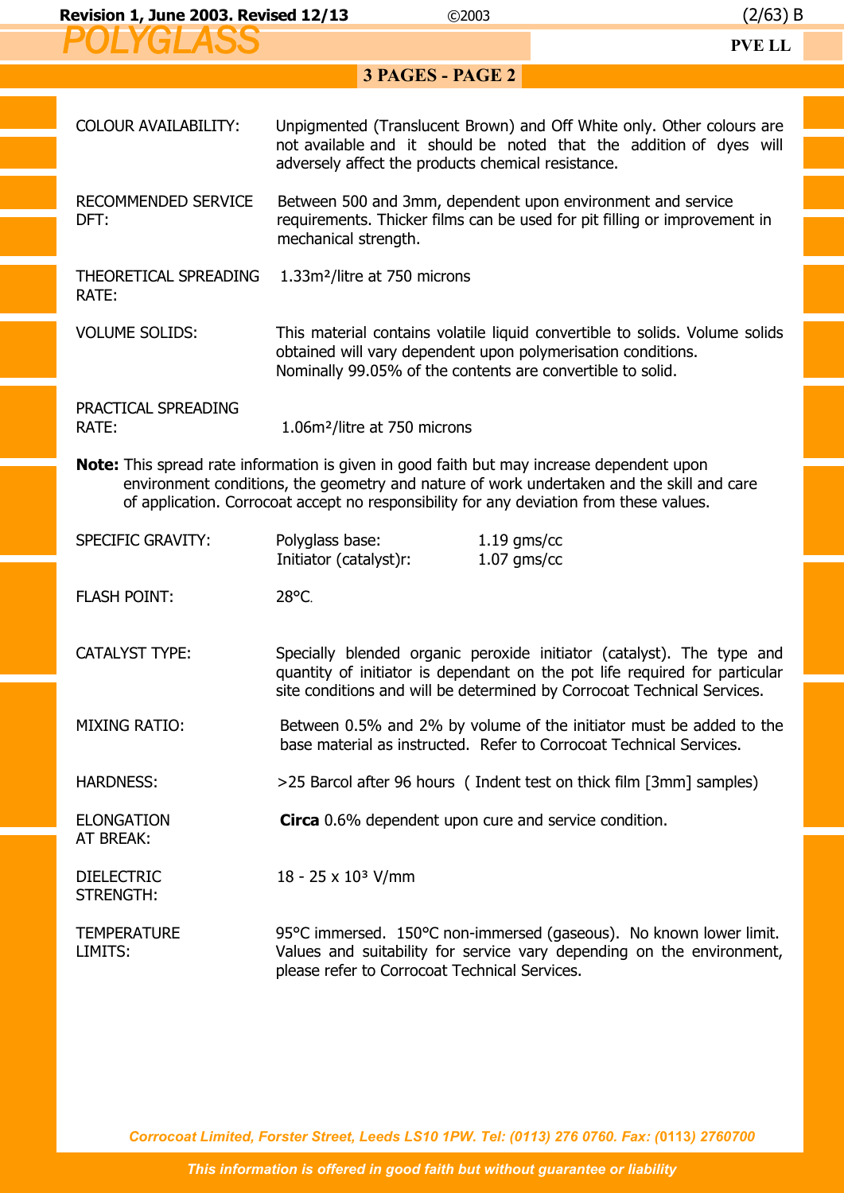| | |
|---|---|
| COLOUR AVAILABILITY: | Unpigmented (Translucent Brown) and Off White only. Other colours are not available and it should be noted that the addition of dyes will adversely affect the products chemical resistance. |
| RECOMMENDED SERVICE DFT: | Between 500 and 3mm, dependent upon environment and service requirements. Thicker films can be used for pit filling or improvement in mechanical strength. |
| THEORETICAL SPREADING RATE: | 1.33m²/litre at 750 microns |
| VOLUME SOLIDS: | This material contains volatile liquid convertible to solids. Volume solids obtained will vary dependent upon polymerisation conditions. Nominally 99.05% of the contents are convertible to solid. |
| PRACTICAL SPREADING RATE: | 1.06m²/litre at 750 microns |

**Note:** This spread rate information is given in good faith but may increase dependent upon environment conditions, the geometry and nature of work undertaken and the skill and care of application. Corrocoat accept no responsibility for any deviation from these values.

| | | |
|---|---|---|
| SPECIFIC GRAVITY: | Polyglass base: | 1.19 gms/cc |
| | Initiator (catalyst)r: | 1.07 gms/cc |
| FLASH POINT: | 28°C. | |

| | |
|---|---|
| CATALYST TYPE: | Specially blended organic peroxide initiator (catalyst). The type and quantity of initiator is dependant on the pot life required for particular site conditions and will be determined by Corrocoat Technical Services. |
| MIXING RATIO: | Between 0.5% and 2% by volume of the initiator must be added to the base material as instructed. Refer to Corrocoat Technical Services. |
| HARDNESS: | >25 Barcol after 96 hours ( Indent test on thick film [3mm] samples) |
| ELONGATION AT BREAK: | **Circa** 0.6% dependent upon cure and service condition. |
| DIELECTRIC STRENGTH: | 18 - 25 x 10³ V/mm |
| TEMPERATURE LIMITS: | 95°C immersed. 150°C non-immersed (gaseous). No known lower limit. Values and suitability for service vary depending on the environment, please refer to Corrocoat Technical Services. |

*Corrocoat Limited, Forster Street, Leeds LS10 1PW. Tel: (0113) 276 0760. Fax: (0113) 2760700*

*This information is offered in good faith but without guarantee or liability*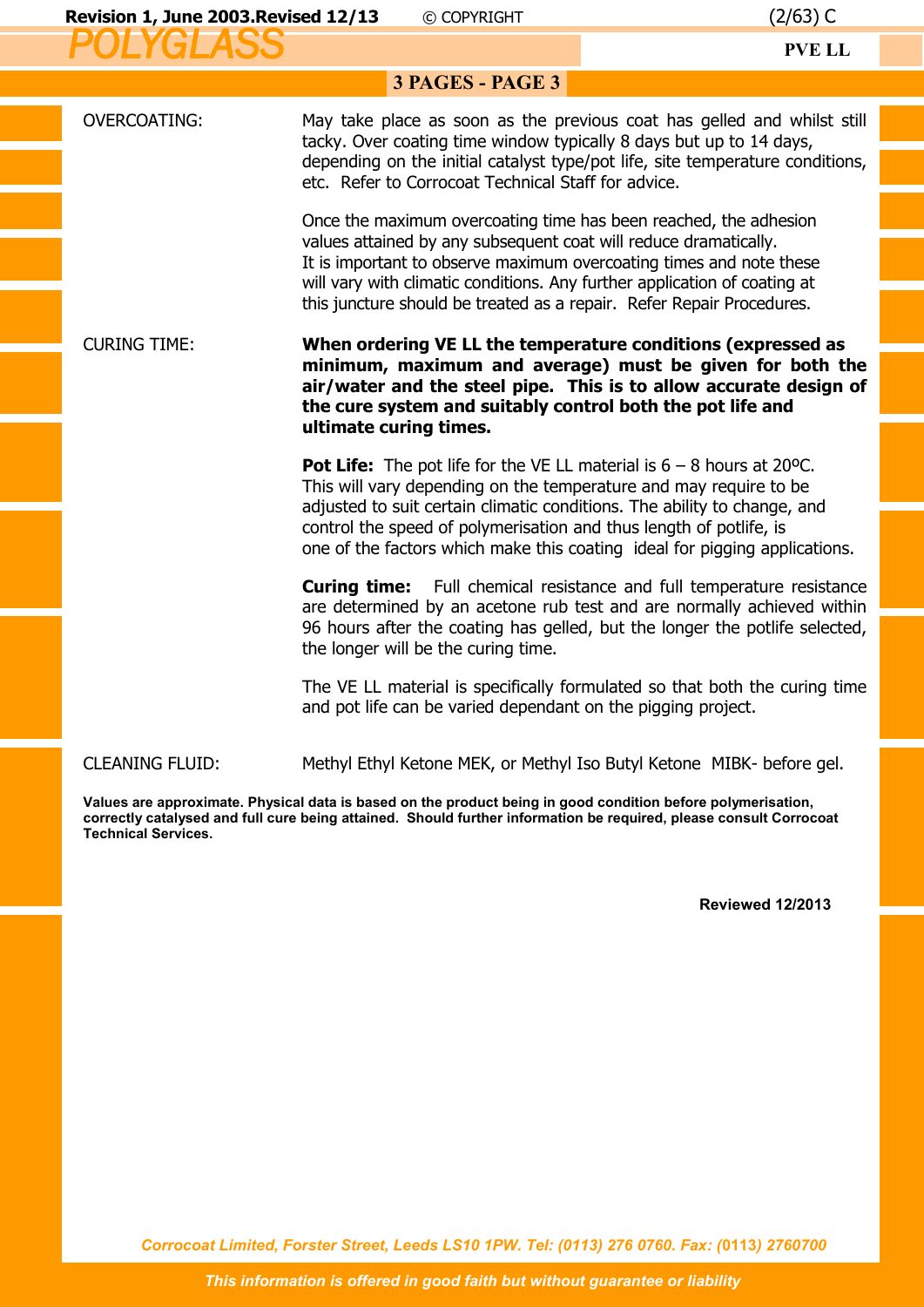| | |
|---|---|
| OVERCOATING: | May take place as soon as the previous coat has gelled and whilst still tacky. Over coating time window typically 8 days but up to 14 days, depending on the initial catalyst type/pot life, site temperature conditions, etc. Refer to Corrocoat Technical Staff for advice.<br><br>Once the maximum overcoating time has been reached, the adhesion values attained by any subsequent coat will reduce dramatically. It is important to observe maximum overcoating times and note these will vary with climatic conditions. Any further application of coating at this juncture should be treated as a repair. Refer Repair Procedures. |
| CURING TIME: | **When ordering VE LL the temperature conditions (expressed as minimum, maximum and average) must be given for both the air/water and the steel pipe. This is to allow accurate design of the cure system and suitably control both the pot life and ultimate curing times.**<br><br>**Pot Life:** The pot life for the VE LL material is 6 – 8 hours at 20ºC. This will vary depending on the temperature and may require to be adjusted to suit certain climatic conditions. The ability to change, and control the speed of polymerisation and thus length of potlife, is one of the factors which make this coating ideal for pigging applications.<br><br>**Curing time:** Full chemical resistance and full temperature resistance are determined by an acetone rub test and are normally achieved within 96 hours after the coating has gelled, but the longer the potlife selected, the longer will be the curing time.<br><br>The VE LL material is specifically formulated so that both the curing time and pot life can be varied dependant on the pigging project. |
| CLEANING FLUID: | Methyl Ethyl Ketone MEK, or Methyl Iso Butyl Ketone MIBK- before gel. |

**Values are approximate. Physical data is based on the product being in good condition before polymerisation, correctly catalysed and full cure being attained. Should further information be required, please consult Corrocoat Technical Services.**

**Reviewed 12/2013**

*Corrocoat Limited, Forster Street, Leeds LS10 1PW. Tel: (0113) 276 0760. Fax: (0113) 2760700*

*This information is offered in good faith but without guarantee or liability*